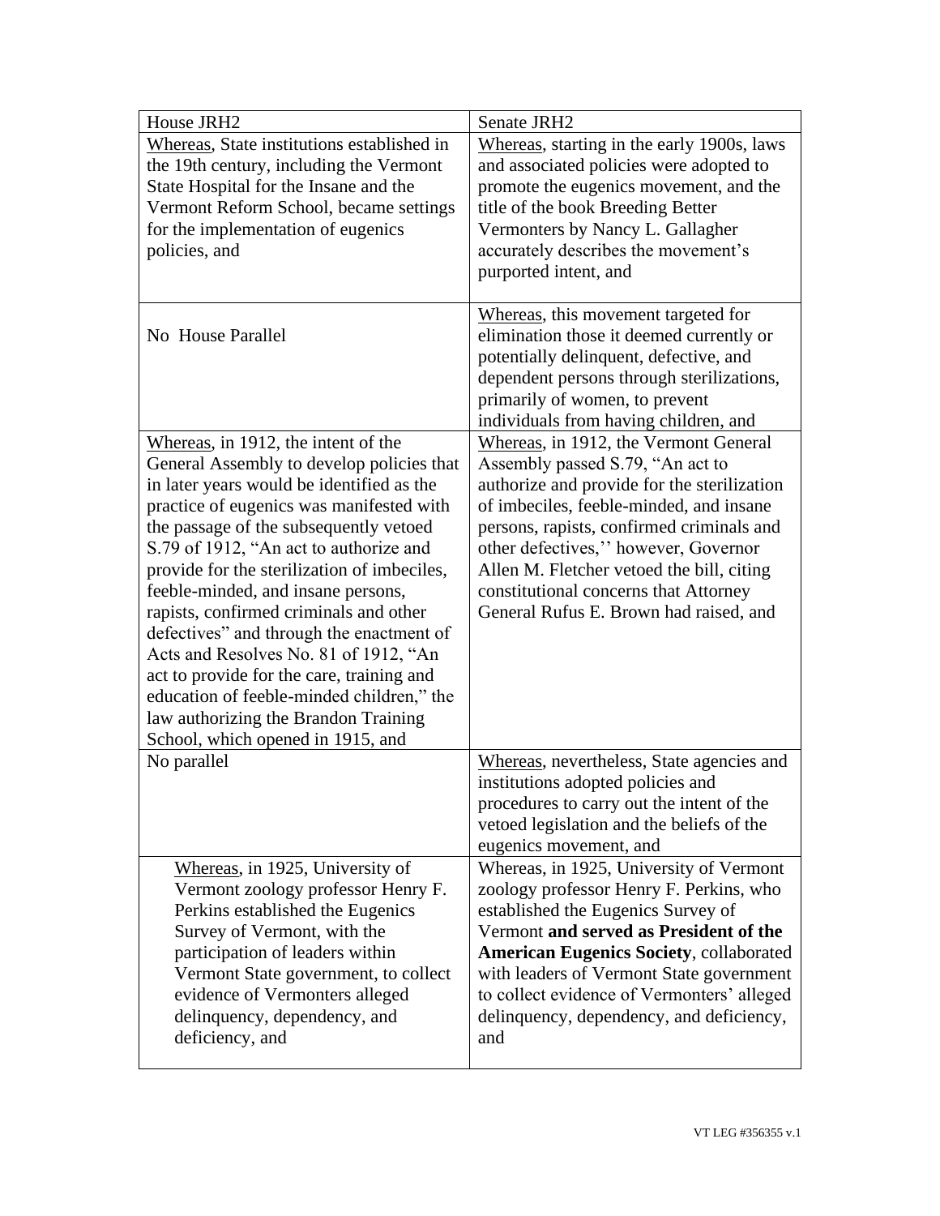| House JRH2 | Senate JRH2 |
|---|---|
| Whereas, State institutions established in the 19th century, including the Vermont State Hospital for the Insane and the Vermont Reform School, became settings for the implementation of eugenics policies, and | Whereas, starting in the early 1900s, laws and associated policies were adopted to promote the eugenics movement, and the title of the book Breeding Better Vermonters by Nancy L. Gallagher accurately describes the movement's purported intent, and |
| No House Parallel | Whereas, this movement targeted for elimination those it deemed currently or potentially delinquent, defective, and dependent persons through sterilizations, primarily of women, to prevent individuals from having children, and |
| Whereas, in 1912, the intent of the General Assembly to develop policies that in later years would be identified as the practice of eugenics was manifested with the passage of the subsequently vetoed S.79 of 1912, "An act to authorize and provide for the sterilization of imbeciles, feeble-minded, and insane persons, rapists, confirmed criminals and other defectives" and through the enactment of Acts and Resolves No. 81 of 1912, "An act to provide for the care, training and education of feeble-minded children," the law authorizing the Brandon Training School, which opened in 1915, and | Whereas, in 1912, the Vermont General Assembly passed S.79, "An act to authorize and provide for the sterilization of imbeciles, feeble-minded, and insane persons, rapists, confirmed criminals and other defectives,'' however, Governor Allen M. Fletcher vetoed the bill, citing constitutional concerns that Attorney General Rufus E. Brown had raised, and |
| No parallel | Whereas, nevertheless, State agencies and institutions adopted policies and procedures to carry out the intent of the vetoed legislation and the beliefs of the eugenics movement, and |
| Whereas, in 1925, University of Vermont zoology professor Henry F. Perkins established the Eugenics Survey of Vermont, with the participation of leaders within Vermont State government, to collect evidence of Vermonters alleged delinquency, dependency, and deficiency, and | Whereas, in 1925, University of Vermont zoology professor Henry F. Perkins, who established the Eugenics Survey of Vermont **and served as President of the American Eugenics Society**, collaborated with leaders of Vermont State government to collect evidence of Vermonters' alleged delinquency, dependency, and deficiency, and |

VT LEG #356355 v.1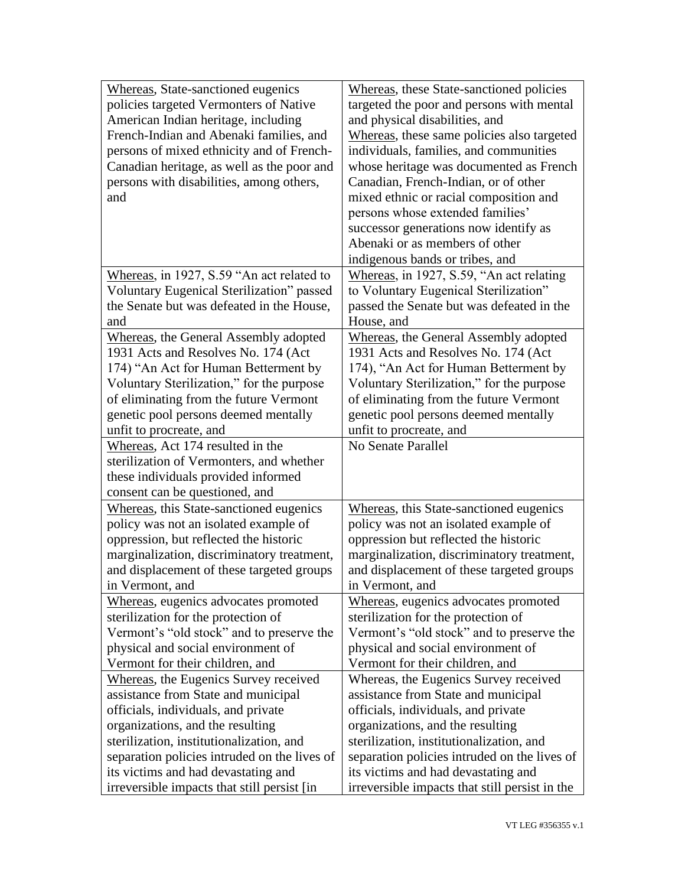| | |
|---|---|
| Whereas, State-sanctioned eugenics policies targeted Vermonters of Native American Indian heritage, including French-Indian and Abenaki families, and persons of mixed ethnicity and of French-Canadian heritage, as well as the poor and persons with disabilities, among others, and | Whereas, these State-sanctioned policies targeted the poor and persons with mental and physical disabilities, and Whereas, these same policies also targeted individuals, families, and communities whose heritage was documented as French Canadian, French-Indian, or of other mixed ethnic or racial composition and persons whose extended families' successor generations now identify as Abenaki or as members of other indigenous bands or tribes, and |
| Whereas, in 1927, S.59 "An act related to Voluntary Eugenical Sterilization" passed the Senate but was defeated in the House, and | Whereas, in 1927, S.59, "An act relating to Voluntary Eugenical Sterilization" passed the Senate but was defeated in the House, and |
| Whereas, the General Assembly adopted 1931 Acts and Resolves No. 174 (Act 174) "An Act for Human Betterment by Voluntary Sterilization," for the purpose of eliminating from the future Vermont genetic pool persons deemed mentally unfit to procreate, and | Whereas, the General Assembly adopted 1931 Acts and Resolves No. 174 (Act 174), "An Act for Human Betterment by Voluntary Sterilization," for the purpose of eliminating from the future Vermont genetic pool persons deemed mentally unfit to procreate, and |
| Whereas, Act 174 resulted in the sterilization of Vermonters, and whether these individuals provided informed consent can be questioned, and | No Senate Parallel |
| Whereas, this State-sanctioned eugenics policy was not an isolated example of oppression, but reflected the historic marginalization, discriminatory treatment, and displacement of these targeted groups in Vermont, and | Whereas, this State-sanctioned eugenics policy was not an isolated example of oppression but reflected the historic marginalization, discriminatory treatment, and displacement of these targeted groups in Vermont, and |
| Whereas, eugenics advocates promoted sterilization for the protection of Vermont's "old stock" and to preserve the physical and social environment of Vermont for their children, and | Whereas, eugenics advocates promoted sterilization for the protection of Vermont's "old stock" and to preserve the physical and social environment of Vermont for their children, and |
| Whereas, the Eugenics Survey received assistance from State and municipal officials, individuals, and private organizations, and the resulting sterilization, institutionalization, and separation policies intruded on the lives of its victims and had devastating and irreversible impacts that still persist [in | Whereas, the Eugenics Survey received assistance from State and municipal officials, individuals, and private organizations, and the resulting sterilization, institutionalization, and separation policies intruded on the lives of its victims and had devastating and irreversible impacts that still persist in the |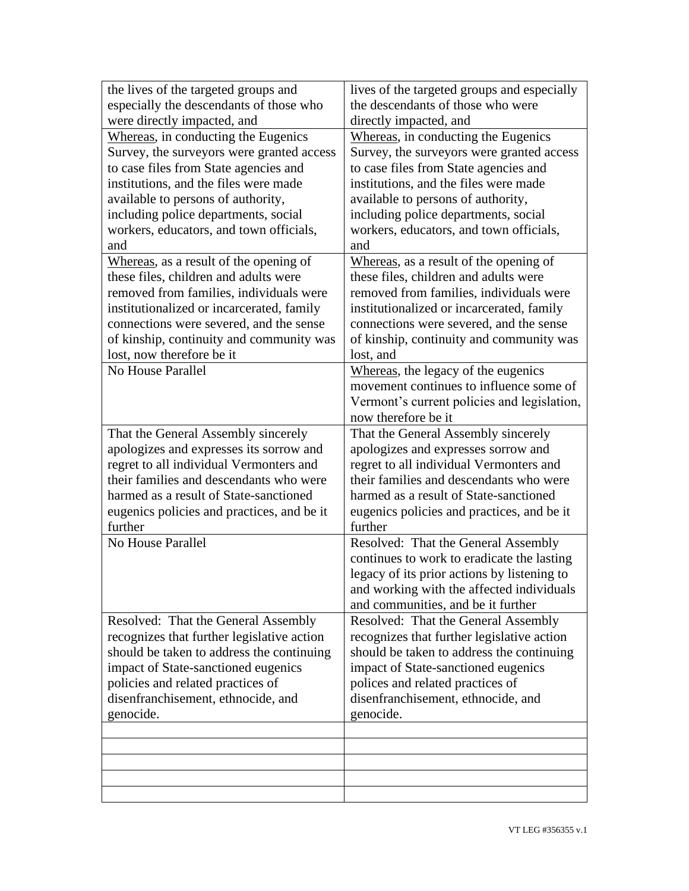| | |
|---|---|
| the lives of the targeted groups and especially the descendants of those who were directly impacted, and | lives of the targeted groups and especially the descendants of those who were directly impacted, and |
| Whereas, in conducting the Eugenics Survey, the surveyors were granted access to case files from State agencies and institutions, and the files were made available to persons of authority, including police departments, social workers, educators, and town officials, and | Whereas, in conducting the Eugenics Survey, the surveyors were granted access to case files from State agencies and institutions, and the files were made available to persons of authority, including police departments, social workers, educators, and town officials, and |
| Whereas, as a result of the opening of these files, children and adults were removed from families, individuals were institutionalized or incarcerated, family connections were severed, and the sense of kinship, continuity and community was lost, now therefore be it | Whereas, as a result of the opening of these files, children and adults were removed from families, individuals were institutionalized or incarcerated, family connections were severed, and the sense of kinship, continuity and community was lost, and |
| No House Parallel | Whereas, the legacy of the eugenics movement continues to influence some of Vermont's current policies and legislation, now therefore be it |
| That the General Assembly sincerely apologizes and expresses its sorrow and regret to all individual Vermonters and their families and descendants who were harmed as a result of State-sanctioned eugenics policies and practices, and be it further | That the General Assembly sincerely apologizes and expresses sorrow and regret to all individual Vermonters and their families and descendants who were harmed as a result of State-sanctioned eugenics policies and practices, and be it further |
| No House Parallel | Resolved: That the General Assembly continues to work to eradicate the lasting legacy of its prior actions by listening to and working with the affected individuals and communities, and be it further |
| Resolved: That the General Assembly recognizes that further legislative action should be taken to address the continuing impact of State-sanctioned eugenics policies and related practices of disenfranchisement, ethnocide, and genocide. | Resolved: That the General Assembly recognizes that further legislative action should be taken to address the continuing impact of State-sanctioned eugenics polices and related practices of disenfranchisement, ethnocide, and genocide. |
| | |
| | |
| | |
| | |
| | |

VT LEG #356355 v.1